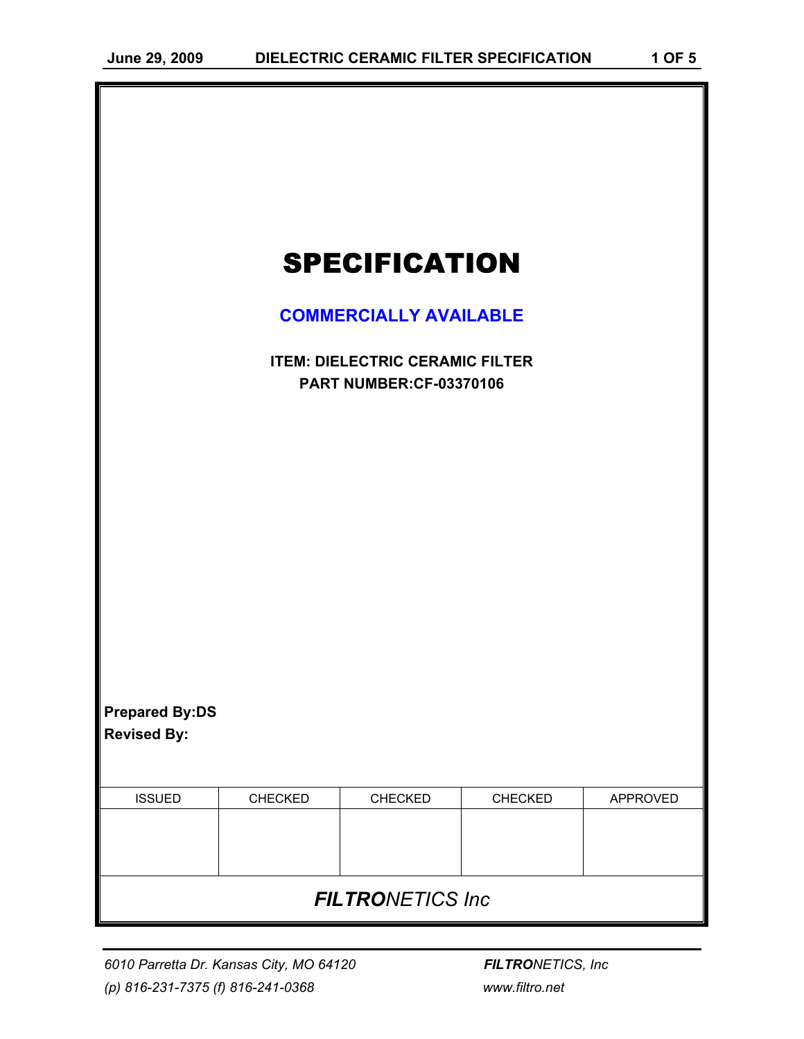# SPECIFICATION

**COMMERCIALLY AVAILABLE**

**ITEM: DIELECTRIC CERAMIC FILTER**

**PART NUMBER:CF-03370106**

**Prepared By:DS**

**Revised By:**

| ISSUED | CHECKED | CHECKED | CHECKED | APPROVED |
|---|---|---|---|---|
| | | | | |

***FILTRO**NETICS Inc*

*6010 Parretta Dr. Kansas City, MO 64120*

*(p) 816-231-7375 (f) 816-241-0368*

***FILTRO**NETICS, Inc*

*www.filtro.net*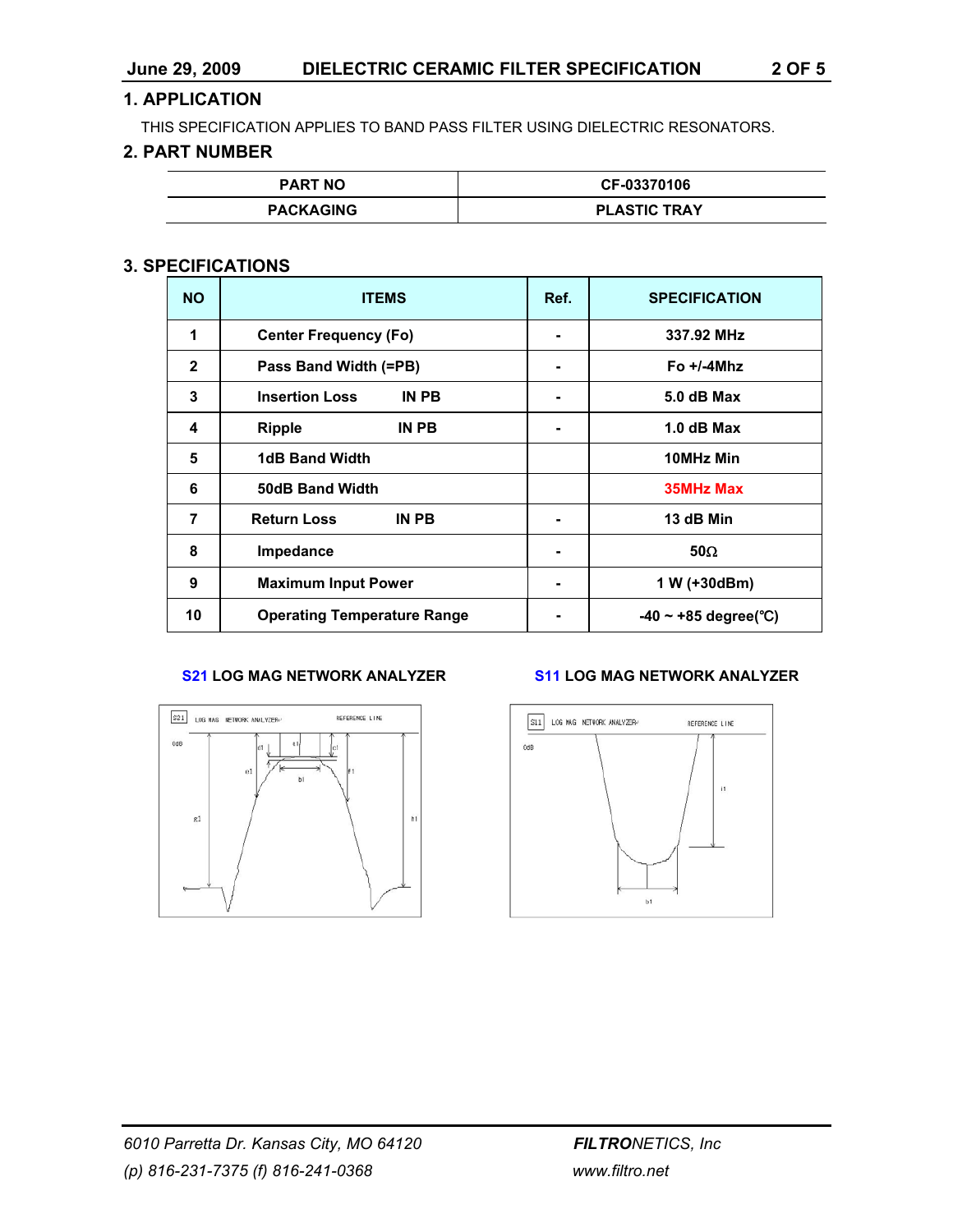## 1. APPLICATION

THIS SPECIFICATION APPLIES TO BAND PASS FILTER USING DIELECTRIC RESONATORS.

## 2. PART NUMBER

| PART NO | CF-03370106 |
| --- | --- |
| PACKAGING | PLASTIC TRAY |

## 3. SPECIFICATIONS

| NO | ITEMS | Ref. | SPECIFICATION |
| --- | --- | --- | --- |
| 1 | Center Frequency (Fo) | - | 337.92 MHz |
| 2 | Pass Band Width (=PB) | - | Fo +/-4Mhz |
| 3 | Insertion Loss IN PB | - | 5.0 dB Max |
| 4 | Ripple IN PB | - | 1.0 dB Max |
| 5 | 1dB Band Width | | 10MHz Min |
| 6 | 50dB Band Width | | 35MHz Max |
| 7 | Return Loss IN PB | - | 13 dB Min |
| 8 | Impedance | - | 50Ω |
| 9 | Maximum Input Power | - | 1 W (+30dBm) |
| 10 | Operating Temperature Range | - | -40 ~ +85 degree(℃) |

**S21 LOG MAG NETWORK ANALYZER**

**S11 LOG MAG NETWORK ANALYZER**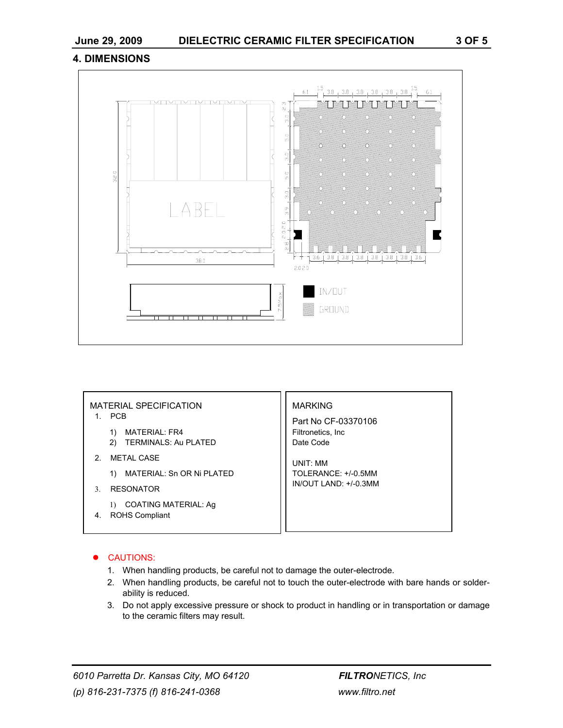## 4. DIMENSIONS

| MATERIAL SPECIFICATION | MARKING |
|---|---|
| 1. PCB<br>1) MATERIAL: FR4<br>2) TERMINALS: Au PLATED<br>2. METAL CASE<br>1) MATERIAL: Sn OR Ni PLATED<br>3. RESONATOR<br>1) COATING MATERIAL: Ag<br>4. ROHS Compliant | Part No CF-03370106<br>Filtronetics, Inc<br>Date Code<br><br>UNIT: MM<br>TOLERANCE: +/-0.5MM<br>IN/OUT LAND: +/-0.3MM |

- CAUTIONS:
  1. When handling products, be careful not to damage the outer-electrode.
  2. When handling products, be careful not to touch the outer-electrode with bare hands or solder-ability is reduced.
  3. Do not apply excessive pressure or shock to product in handling or in transportation or damage to the ceramic filters may result.

*6010 Parretta Dr. Kansas City, MO 64120*

*(p) 816-231-7375 (f) 816-241-0368*

***FILTRO**NETICS, Inc*

*www.filtro.net*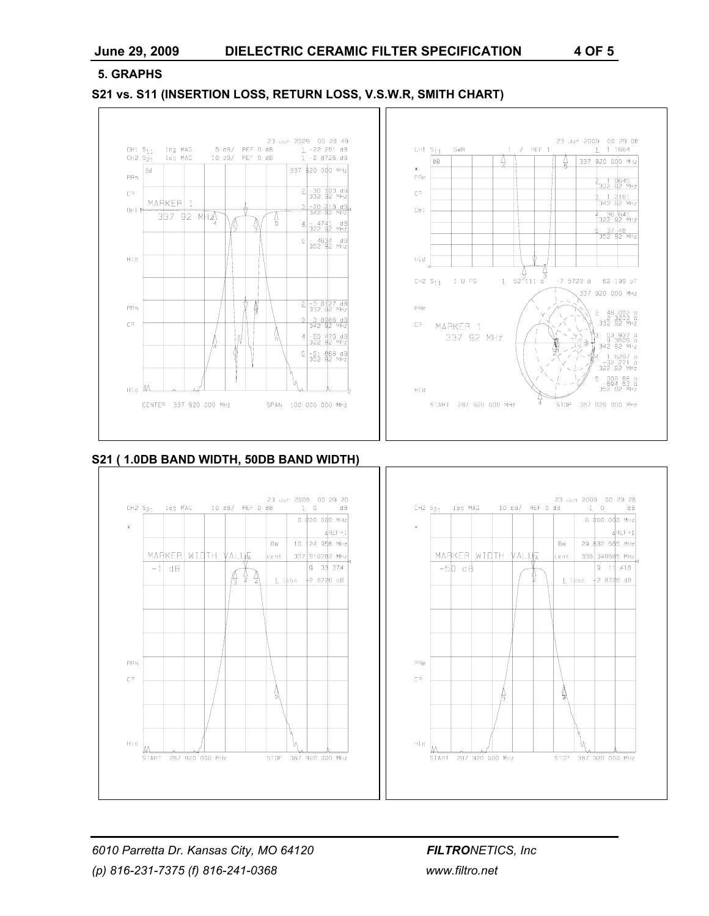## 5. GRAPHS

### S21 vs. S11 (INSERTION LOSS, RETURN LOSS, V.S.W.R, SMITH CHART)

23 Jun 2009 00:28:49

CH1 $S_{11}$ log MAG 5 dB/ REF 0 dB 1_ -22.291 dB
CH2 $S_{21}$ log MAG 10 dB/ REF 0 dB 1_ -2.8726 dB

337.920 000 MHz

MARKER 1
337.92 MHz

| Marker | CH1 $S_{11}$ | Frequency |
|---|---|---|
| 2 | -30.103 dB | 332.92 MHz |
| 3 | -20.219 dB | 342.92 MHz |
| 4 | -.4741 dB | 322.92 MHz |
| 5 | -.4634 dB | 352.92 MHz |

| Marker | CH2 $S_{21}$ | Frequency |
|---|---|---|
| 2 | -3.8127 dB | 332.92 MHz |
| 3 | -3.8268 dB | 342.92 MHz |
| 4 | -55.475 dB | 322.92 MHz |
| 5 | -51.868 dB | 352.92 MHz |

CENTER 337.920 000 MHz SPAN 100.000 000 MHz

23 Jun 2009 00:29:06

CH1 $S_{11}$ SWR 1 / REF 1 1_ 1.1664

337.920 000 MHz

| Marker | SWR | Frequency |
|---|---|---|
| 2 | 1.0645 | 332.92 MHz |
| 3 | 1.2161 | 342.92 MHz |
| 4 | 36.641 | 322.92 MHz |
| 5 | 37.48 | 352.92 MHz |

CH2 $S_{11}$ 1 U FS 1_ 52.111 Ω -7.5723 Ω 62.199 pF

337.920 000 MHz

MARKER 1
337.92 MHz

| Marker | Impedance | Frequency |
|---|---|---|
| 2 | 48.002 Ω, 2.3203 Ω | 332.92 MHz |
| 3 | 53.937 Ω, 9.3605 Ω | 342.92 MHz |
| 4 | 1.6287 Ω, -32.221 Ω | 322.92 MHz |
| 5 | 309.66 Ω, 694.63 Ω | 352.92 MHz |

START 287.920 000 MHz STOP 387.920 000 MHz

### S21 ( 1.0DB BAND WIDTH, 50DB BAND WIDTH)

23 Jun 2009 00:29:20

CH2 $S_{21}$ log MAG 10 dB/ REF 0 dB 1_ 0 dB

0.000 000 MHz

ΔREF=1

MARKER WIDTH VALUE
-1 dB

BW 10.124 956 MHz
cent 337.910262 MHz
Q 33.374
1_ loss -2.8726 dB

START 287.920 000 MHz STOP 387.920 000 MHz

23 Jun 2009 00:29:28

CH2 $S_{21}$ log MAG 10 dB/ REF 0 dB 1_ 0 dB

0.000 000 MHz

ΔREF=1

MARKER WIDTH VALUE
-50 dB

BW 29.632 565 MHz
cent 338.348595 MHz
Q 11.418
1_ loss -2.8726 dB

START 287.920 000 MHz STOP 387.920 000 MHz

*6010 Parretta Dr. Kansas City, MO 64120*
*(p) 816-231-7375 (f) 816-241-0368*

***FILTRO**NETICS, Inc*
*www.filtro.net*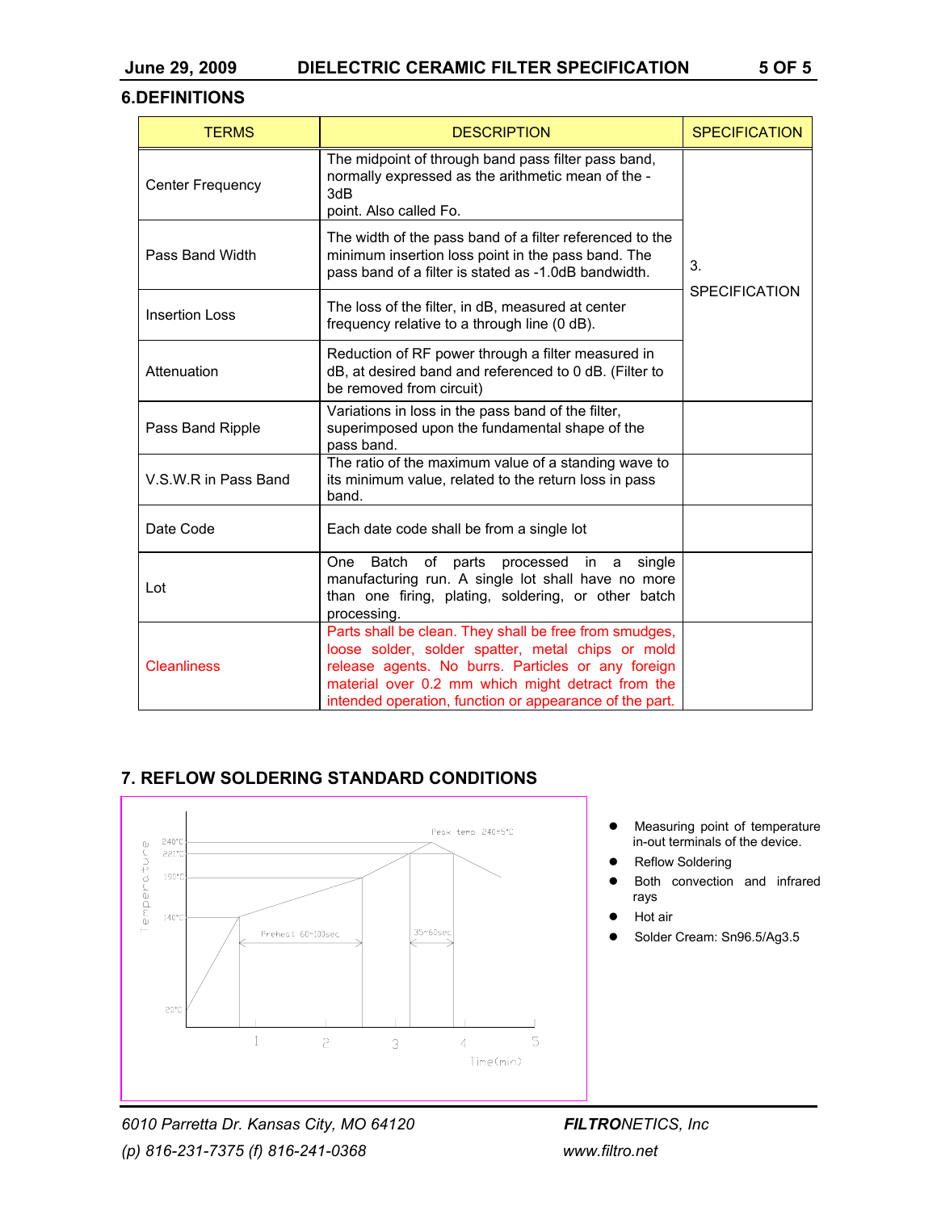## 6.DEFINITIONS

| TERMS | DESCRIPTION | SPECIFICATION |
|---|---|---|
| Center Frequency | The midpoint of through band pass filter pass band, normally expressed as the arithmetic mean of the -3dB point. Also called Fo. | 3. SPECIFICATION |
| Pass Band Width | The width of the pass band of a filter referenced to the minimum insertion loss point in the pass band. The pass band of a filter is stated as -1.0dB bandwidth. | |
| Insertion Loss | The loss of the filter, in dB, measured at center frequency relative to a through line (0 dB). | |
| Attenuation | Reduction of RF power through a filter measured in dB, at desired band and referenced to 0 dB. (Filter to be removed from circuit) | |
| Pass Band Ripple | Variations in loss in the pass band of the filter, superimposed upon the fundamental shape of the pass band. | |
| V.S.W.R in Pass Band | The ratio of the maximum value of a standing wave to its minimum value, related to the return loss in pass band. | |
| Date Code | Each date code shall be from a single lot | |
| Lot | One Batch of parts processed in a single manufacturing run. A single lot shall have no more than one firing, plating, soldering, or other batch processing. | |
| Cleanliness | Parts shall be clean. They shall be free from smudges, loose solder, solder spatter, metal chips or mold release agents. No burrs. Particles or any foreign material over 0.2 mm which might detract from the intended operation, function or appearance of the part. | |

## 7. REFLOW SOLDERING STANDARD CONDITIONS

Temperature

240°C
221°C
190°C
140°C
20°C

Peak temp. 240+5°C

Preheat 60~100sec

35~60sec

1 2 3 4 5

Time(min)

- Measuring point of temperature in-out terminals of the device.
- Reflow Soldering
- Both convection and infrared rays
- Hot air
- Solder Cream: Sn96.5/Ag3.5

*6010 Parretta Dr. Kansas City, MO 64120*
*(p) 816-231-7375 (f) 816-241-0368*

***FILTRONETICS, Inc***
*www.filtro.net*